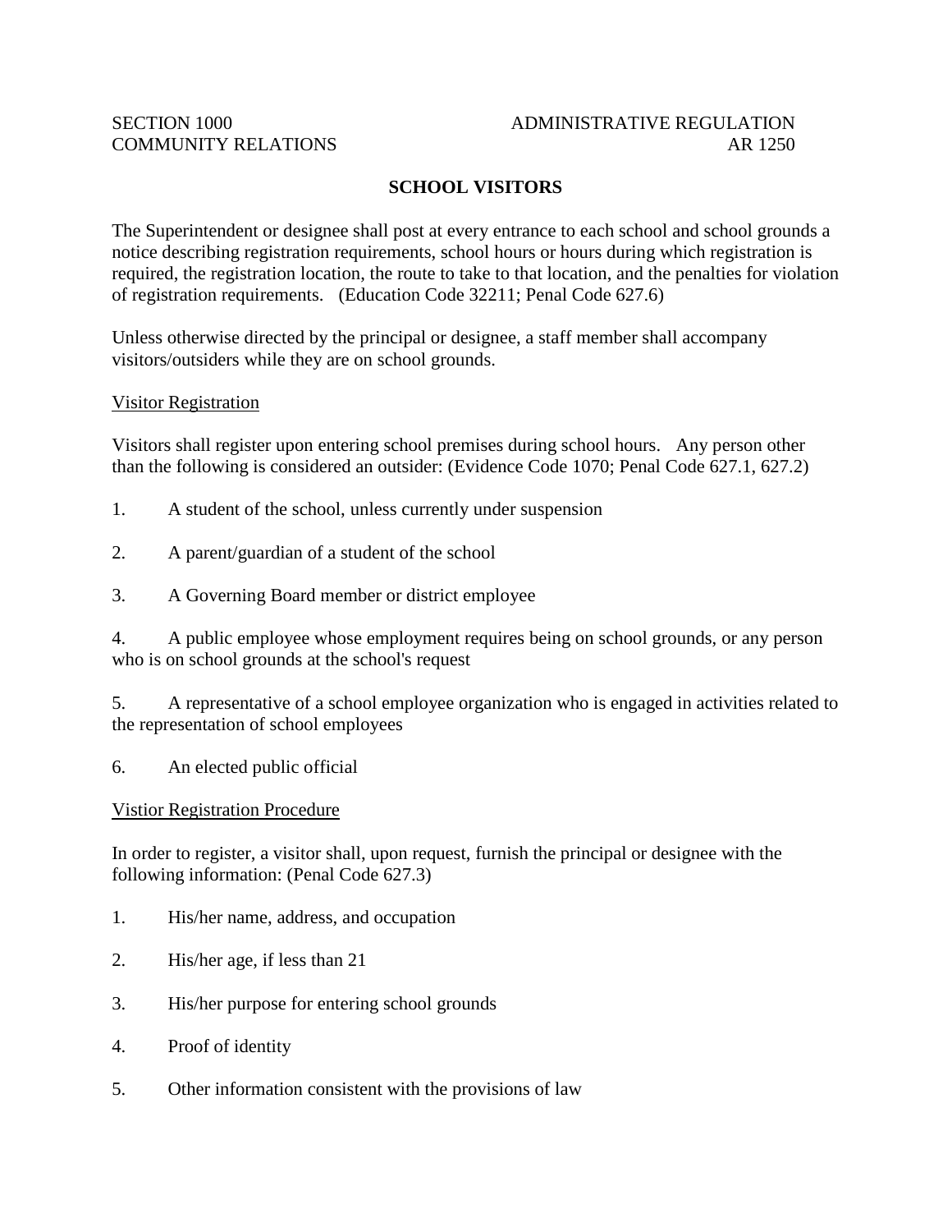SECTION 1000 ADMINISTRATIVE REGULATION
COMMUNITY RELATIONS AR 1250

# SCHOOL VISITORS

The Superintendent or designee shall post at every entrance to each school and school grounds a notice describing registration requirements, school hours or hours during which registration is required, the registration location, the route to take to that location, and the penalties for violation of registration requirements. (Education Code 32211; Penal Code 627.6)

Unless otherwise directed by the principal or designee, a staff member shall accompany visitors/outsiders while they are on school grounds.

## Visitor Registration

Visitors shall register upon entering school premises during school hours. Any person other than the following is considered an outsider: (Evidence Code 1070; Penal Code 627.1, 627.2)

1. A student of the school, unless currently under suspension
2. A parent/guardian of a student of the school
3. A Governing Board member or district employee
4. A public employee whose employment requires being on school grounds, or any person who is on school grounds at the school's request
5. A representative of a school employee organization who is engaged in activities related to the representation of school employees
6. An elected public official

## Vistior Registration Procedure

In order to register, a visitor shall, upon request, furnish the principal or designee with the following information: (Penal Code 627.3)

1. His/her name, address, and occupation
2. His/her age, if less than 21
3. His/her purpose for entering school grounds
4. Proof of identity
5. Other information consistent with the provisions of law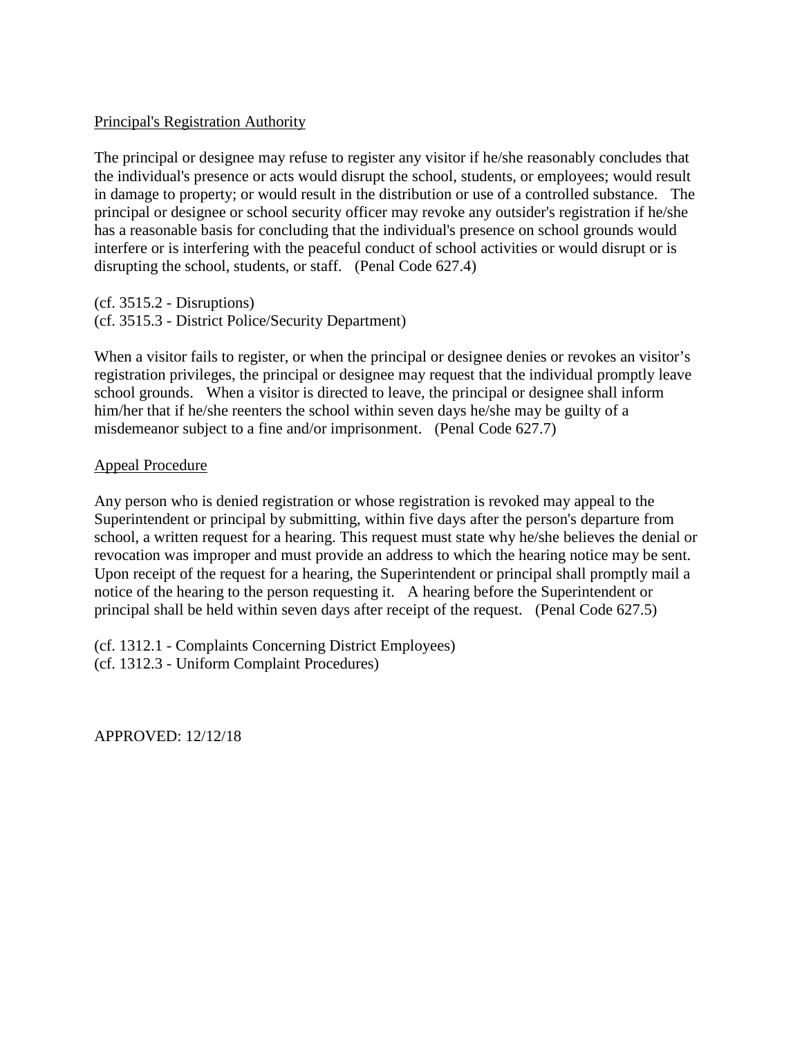Principal's Registration Authority

The principal or designee may refuse to register any visitor if he/she reasonably concludes that the individual's presence or acts would disrupt the school, students, or employees; would result in damage to property; or would result in the distribution or use of a controlled substance. The principal or designee or school security officer may revoke any outsider's registration if he/she has a reasonable basis for concluding that the individual's presence on school grounds would interfere or is interfering with the peaceful conduct of school activities or would disrupt or is disrupting the school, students, or staff. (Penal Code 627.4)

(cf. 3515.2 - Disruptions)
(cf. 3515.3 - District Police/Security Department)

When a visitor fails to register, or when the principal or designee denies or revokes an visitor's registration privileges, the principal or designee may request that the individual promptly leave school grounds. When a visitor is directed to leave, the principal or designee shall inform him/her that if he/she reenters the school within seven days he/she may be guilty of a misdemeanor subject to a fine and/or imprisonment. (Penal Code 627.7)

Appeal Procedure

Any person who is denied registration or whose registration is revoked may appeal to the Superintendent or principal by submitting, within five days after the person's departure from school, a written request for a hearing. This request must state why he/she believes the denial or revocation was improper and must provide an address to which the hearing notice may be sent. Upon receipt of the request for a hearing, the Superintendent or principal shall promptly mail a notice of the hearing to the person requesting it. A hearing before the Superintendent or principal shall be held within seven days after receipt of the request. (Penal Code 627.5)

(cf. 1312.1 - Complaints Concerning District Employees)
(cf. 1312.3 - Uniform Complaint Procedures)

APPROVED: 12/12/18